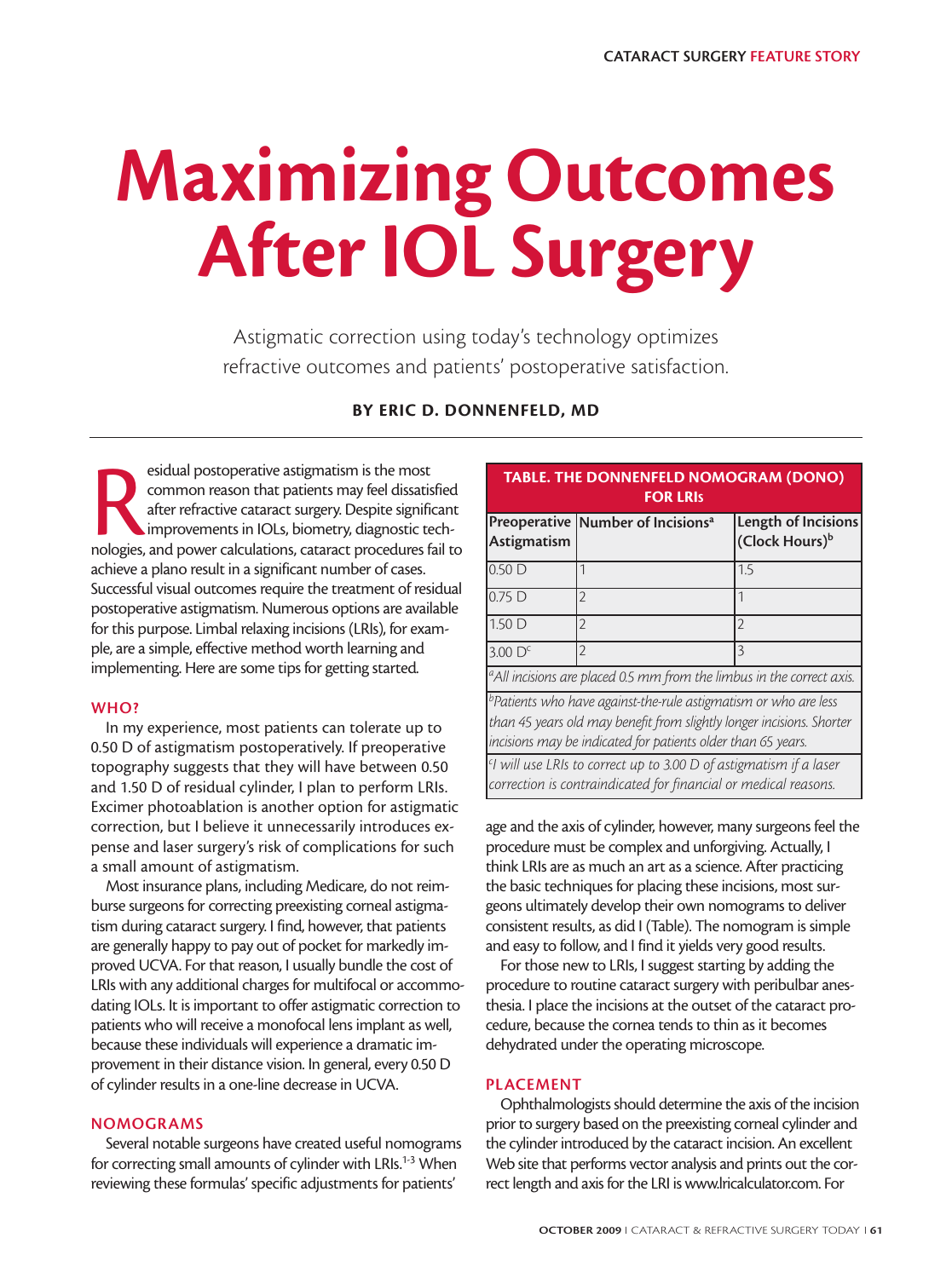# Maximizing Outcomes After IOL Surgery

Astigmatic correction using today's technology optimizes refractive outcomes and patients' postoperative satisfaction.

**BY ERIC D. DONNENFELD, MD**

Residual postoperative astigmatism is the most common reason that patients may feel dissatisfied after refractive cataract surgery. Despite significant improvements in IOLs, biometry, diagnostic technologies, and power calculations, cataract procedures fail to achieve a plano result in a significant number of cases. Successful visual outcomes require the treatment of residual postoperative astigmatism. Numerous options are available for this purpose. Limbal relaxing incisions (LRIs), for example, are a simple, effective method worth learning and implementing. Here are some tips for getting started.

## WHO?

In my experience, most patients can tolerate up to 0.50 D of astigmatism postoperatively. If preoperative topography suggests that they will have between 0.50 and 1.50 D of residual cylinder, I plan to perform LRIs. Excimer photoablation is another option for astigmatic correction, but I believe it unnecessarily introduces expense and laser surgery's risk of complications for such a small amount of astigmatism.

Most insurance plans, including Medicare, do not reimburse surgeons for correcting preexisting corneal astigmatism during cataract surgery. I find, however, that patients are generally happy to pay out of pocket for markedly improved UCVA. For that reason, I usually bundle the cost of LRIs with any additional charges for multifocal or accommodating IOLs. It is important to offer astigmatic correction to patients who will receive a monofocal lens implant as well, because these individuals will experience a dramatic improvement in their distance vision. In general, every 0.50 D of cylinder results in a one-line decrease in UCVA.

## NOMOGRAMS

Several notable surgeons have created useful nomograms for correcting small amounts of cylinder with LRIs.[1-3] When reviewing these formulas' specific adjustments for patients' age and the axis of cylinder, however, many surgeons feel the procedure must be complex and unforgiving. Actually, I think LRIs are as much an art as a science. After practicing the basic techniques for placing these incisions, most surgeons ultimately develop their own nomograms to deliver consistent results, as did I (Table). The nomogram is simple and easy to follow, and I find it yields very good results.

**TABLE. THE DONNENFELD NOMOGRAM (DONO) FOR LRIs**

| Preoperative Astigmatism | Number of Incisions[a] | Length of Incisions (Clock Hours)[b] |
|---|---|---|
| 0.50 D | 1 | 1.5 |
| 0.75 D | 2 | 1 |
| 1.50 D | 2 | 2 |
| 3.00 D[c] | 2 | 3 |

*[a]All incisions are placed 0.5 mm from the limbus in the correct axis.*

*[b]Patients who have against-the-rule astigmatism or who are less than 45 years old may benefit from slightly longer incisions. Shorter incisions may be indicated for patients older than 65 years.*

*[c]I will use LRIs to correct up to 3.00 D of astigmatism if a laser correction is contraindicated for financial or medical reasons.*

For those new to LRIs, I suggest starting by adding the procedure to routine cataract surgery with peribulbar anesthesia. I place the incisions at the outset of the cataract procedure, because the cornea tends to thin as it becomes dehydrated under the operating microscope.

## PLACEMENT

Ophthalmologists should determine the axis of the incision prior to surgery based on the preexisting corneal cylinder and the cylinder introduced by the cataract incision. An excellent Web site that performs vector analysis and prints out the correct length and axis for the LRI is www.lricalculator.com. For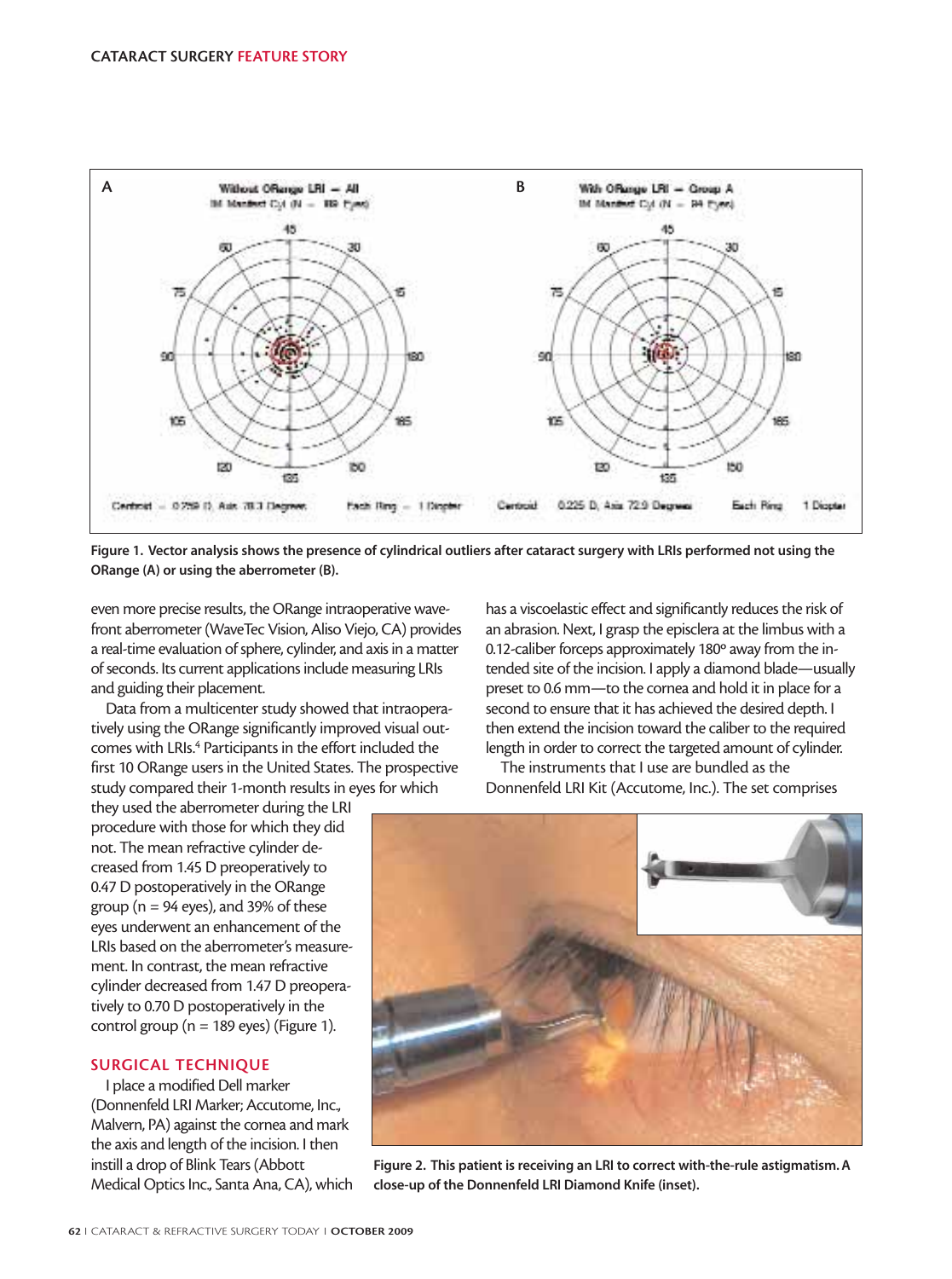Figure 1. Vector analysis shows the presence of cylindrical outliers after cataract surgery with LRIs performed not using the ORange (A) or using the aberrometer (B).

even more precise results, the ORange intraoperative wavefront aberrometer (WaveTec Vision, Aliso Viejo, CA) provides a real-time evaluation of sphere, cylinder, and axis in a matter of seconds. Its current applications include measuring LRIs and guiding their placement.

Data from a multicenter study showed that intraoperatively using the ORange significantly improved visual outcomes with LRIs.[4] Participants in the effort included the first 10 ORange users in the United States. The prospective study compared their 1-month results in eyes for which they used the aberrometer during the LRI procedure with those for which they did not. The mean refractive cylinder decreased from 1.45 D preoperatively to 0.47 D postoperatively in the ORange group (n = 94 eyes), and 39% of these eyes underwent an enhancement of the LRIs based on the aberrometer's measurement. In contrast, the mean refractive cylinder decreased from 1.47 D preoperatively to 0.70 D postoperatively in the control group (n = 189 eyes) (Figure 1).

## SURGICAL TECHNIQUE

I place a modified Dell marker (Donnenfeld LRI Marker; Accutome, Inc., Malvern, PA) against the cornea and mark the axis and length of the incision. I then instill a drop of Blink Tears (Abbott Medical Optics Inc., Santa Ana, CA), which has a viscoelastic effect and significantly reduces the risk of an abrasion. Next, I grasp the episclera at the limbus with a 0.12-caliber forceps approximately 180º away from the intended site of the incision. I apply a diamond blade—usually preset to 0.6 mm—to the cornea and hold it in place for a second to ensure that it has achieved the desired depth. I then extend the incision toward the caliber to the required length in order to correct the targeted amount of cylinder.

The instruments that I use are bundled as the Donnenfeld LRI Kit (Accutome, Inc.). The set comprises

Figure 2. This patient is receiving an LRI to correct with-the-rule astigmatism. A close-up of the Donnenfeld LRI Diamond Knife (inset).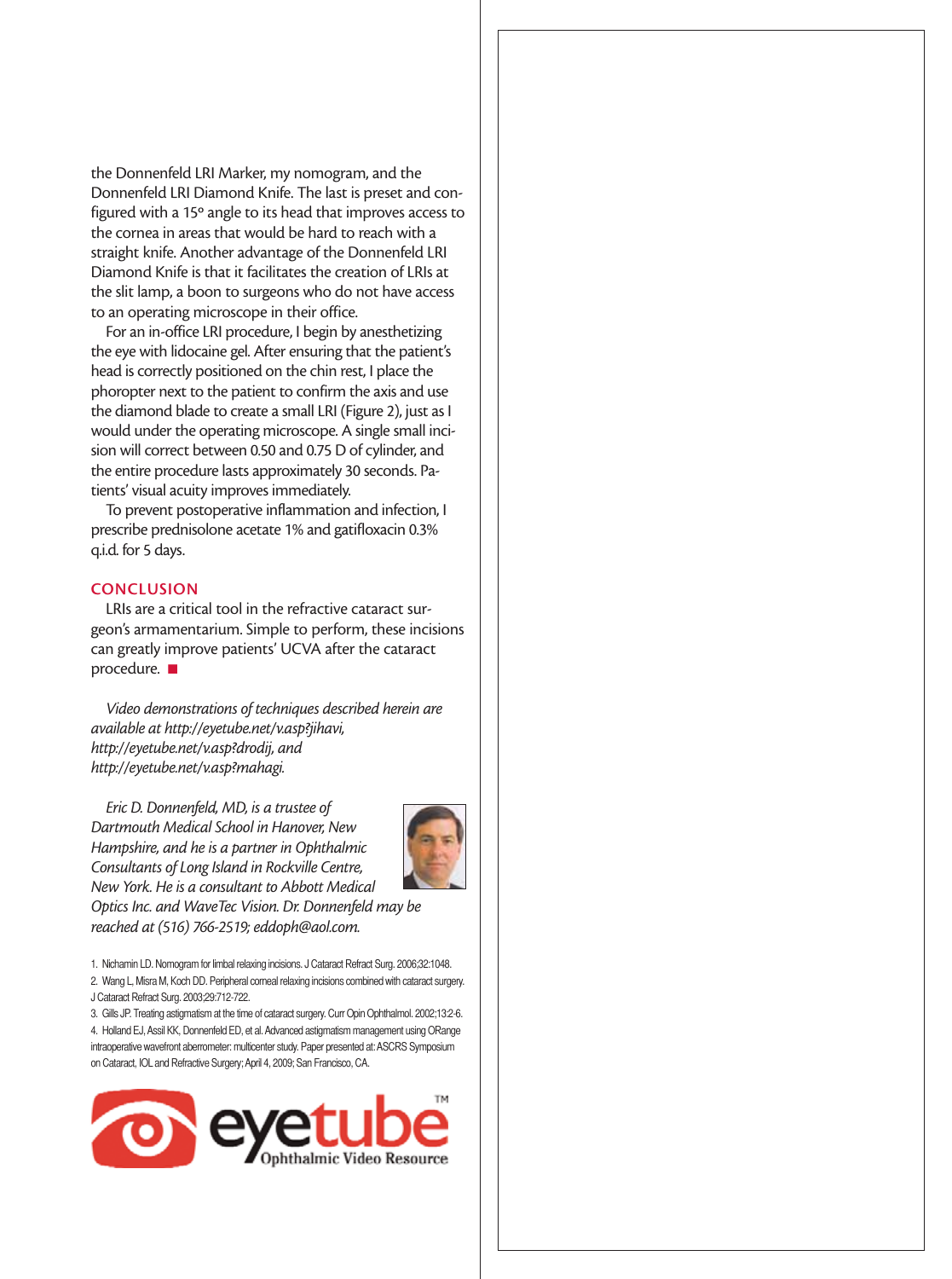the Donnenfeld LRI Marker, my nomogram, and the Donnenfeld LRI Diamond Knife. The last is preset and configured with a 15º angle to its head that improves access to the cornea in areas that would be hard to reach with a straight knife. Another advantage of the Donnenfeld LRI Diamond Knife is that it facilitates the creation of LRIs at the slit lamp, a boon to surgeons who do not have access to an operating microscope in their office.

For an in-office LRI procedure, I begin by anesthetizing the eye with lidocaine gel. After ensuring that the patient's head is correctly positioned on the chin rest, I place the phoropter next to the patient to confirm the axis and use the diamond blade to create a small LRI (Figure 2), just as I would under the operating microscope. A single small incision will correct between 0.50 and 0.75 D of cylinder, and the entire procedure lasts approximately 30 seconds. Patients' visual acuity improves immediately.

To prevent postoperative inflammation and infection, I prescribe prednisolone acetate 1% and gatifloxacin 0.3% q.i.d. for 5 days.

## CONCLUSION

LRIs are a critical tool in the refractive cataract surgeon's armamentarium. Simple to perform, these incisions can greatly improve patients' UCVA after the cataract procedure. ■

*Video demonstrations of techniques described herein are available at http://eyetube.net/v.asp?jihavi, http://eyetube.net/v.asp?drodij, and http://eyetube.net/v.asp?mahagi.*

*Eric D. Donnenfeld, MD, is a trustee of Dartmouth Medical School in Hanover, New Hampshire, and he is a partner in Ophthalmic Consultants of Long Island in Rockville Centre, New York. He is a consultant to Abbott Medical Optics Inc. and WaveTec Vision. Dr. Donnenfeld may be reached at (516) 766-2519; eddoph@aol.com.*

1. Nichamin LD. Nomogram for limbal relaxing incisions. J Cataract Refract Surg. 2006;32:1048.
2. Wang L, Misra M, Koch DD. Peripheral corneal relaxing incisions combined with cataract surgery. J Cataract Refract Surg. 2003;29:712-722.
3. Gills JP. Treating astigmatism at the time of cataract surgery. Curr Opin Ophthalmol. 2002;13:2-6.
4. Holland EJ, Assil KK, Donnenfeld ED, et al. Advanced astigmatism management using ORange intraoperative wavefront aberrometer: multicenter study. Paper presented at: ASCRS Symposium on Cataract, IOL and Refractive Surgery; April 4, 2009; San Francisco, CA.

eyetube™ Ophthalmic Video Resource